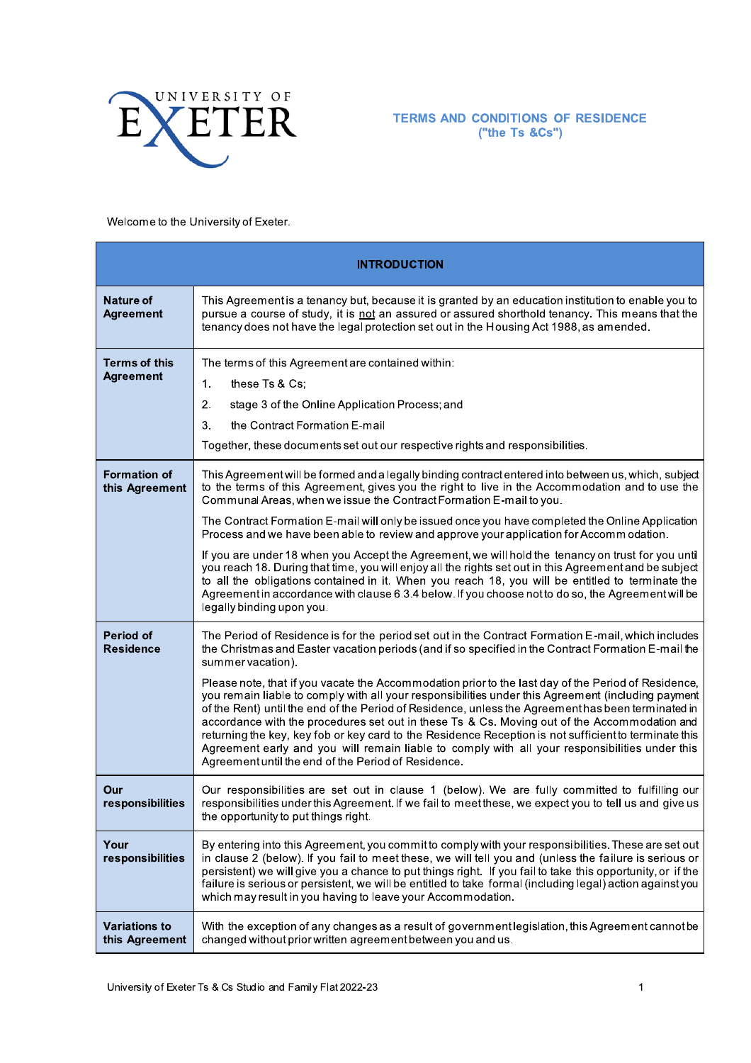UNIVERSITY OF EXETER

**TERMS AND CONDITIONS OF RESIDENCE**
**("the Ts &Cs")**

Welcome to the University of Exeter.

| **INTRODUCTION** | |
|---|---|
| **Nature of Agreement** | This Agreement is a tenancy but, because it is granted by an education institution to enable you to pursue a course of study, it is not an assured or assured shorthold tenancy. This means that the tenancy does not have the legal protection set out in the Housing Act 1988, as amended. |
| **Terms of this Agreement** | The terms of this Agreement are contained within:<br>1. these Ts & Cs;<br>2. stage 3 of the Online Application Process; and<br>3. the Contract Formation E-mail<br>Together, these documents set out our respective rights and responsibilities. |
| **Formation of this Agreement** | This Agreement will be formed and a legally binding contract entered into between us, which, subject to the terms of this Agreement, gives you the right to live in the Accommodation and to use the Communal Areas, when we issue the Contract Formation E-mail to you.<br>The Contract Formation E-mail will only be issued once you have completed the Online Application Process and we have been able to review and approve your application for Accommodation.<br>If you are under 18 when you Accept the Agreement, we will hold the tenancy on trust for you until you reach 18. During that time, you will enjoy all the rights set out in this Agreement and be subject to all the obligations contained in it. When you reach 18, you will be entitled to terminate the Agreement in accordance with clause 6.3.4 below. If you choose not to do so, the Agreement will be legally binding upon you. |
| **Period of Residence** | The Period of Residence is for the period set out in the Contract Formation E-mail, which includes the Christmas and Easter vacation periods (and if so specified in the Contract Formation E-mail the summer vacation).<br>Please note, that if you vacate the Accommodation prior to the last day of the Period of Residence, you remain liable to comply with all your responsibilities under this Agreement (including payment of the Rent) until the end of the Period of Residence, unless the Agreement has been terminated in accordance with the procedures set out in these Ts & Cs. Moving out of the Accommodation and returning the key, key fob or key card to the Residence Reception is not sufficient to terminate this Agreement early and you will remain liable to comply with all your responsibilities under this Agreement until the end of the Period of Residence. |
| **Our responsibilities** | Our responsibilities are set out in clause 1 (below). We are fully committed to fulfilling our responsibilities under this Agreement. If we fail to meet these, we expect you to tell us and give us the opportunity to put things right. |
| **Your responsibilities** | By entering into this Agreement, you commit to comply with your responsibilities. These are set out in clause 2 (below). If you fail to meet these, we will tell you and (unless the failure is serious or persistent) we will give you a chance to put things right. If you fail to take this opportunity, or if the failure is serious or persistent, we will be entitled to take formal (including legal) action against you which may result in you having to leave your Accommodation. |
| **Variations to this Agreement** | With the exception of any changes as a result of government legislation, this Agreement cannot be changed without prior written agreement between you and us. |

University of Exeter Ts & Cs Studio and Family Flat 2022-23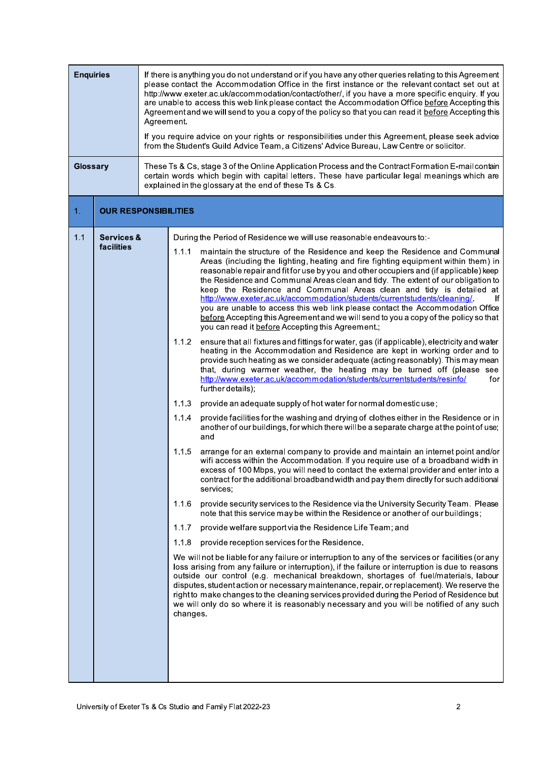| **Enquiries** | If there is anything you do not understand or if you have any other queries relating to this Agreement please contact the Accommodation Office in the first instance or the relevant contact set out at http://www.exeter.ac.uk/accommodation/contact/other/, if you have a more specific enquiry. If you are unable to access this web link please contact the Accommodation Office before Accepting this Agreement and we will send to you a copy of the policy so that you can read it before Accepting this Agreement.<br><br>If you require advice on your rights or responsibilities under this Agreement, please seek advice from the Student's Guild Advice Team, a Citizens' Advice Bureau, Law Centre or solicitor. |
|---|---|
| **Glossary** | These Ts & Cs, stage 3 of the Online Application Process and the Contract Formation E-mail contain certain words which begin with capital letters. These have particular legal meanings which are explained in the glossary at the end of these Ts & Cs. |

## 1. OUR RESPONSIBILITIES

### 1.1 Services & facilities

During the Period of Residence we will use reasonable endeavours to:-

1.1.1 maintain the structure of the Residence and keep the Residence and Communal Areas (including the lighting, heating and fire fighting equipment within them) in reasonable repair and fit for use by you and other occupiers and (if applicable) keep the Residence and Communal Areas clean and tidy. The extent of our obligation to keep the Residence and Communal Areas clean and tidy is detailed at http://www.exeter.ac.uk/accommodation/students/currentstudents/cleaning/. If you are unable to access this web link please contact the Accommodation Office before Accepting this Agreement and we will send to you a copy of the policy so that you can read it before Accepting this Agreement.;

1.1.2 ensure that all fixtures and fittings for water, gas (if applicable), electricity and water heating in the Accommodation and Residence are kept in working order and to provide such heating as we consider adequate (acting reasonably). This may mean that, during warmer weather, the heating may be turned off (please see http://www.exeter.ac.uk/accommodation/students/currentstudents/resinfo/ for further details);

1.1.3 provide an adequate supply of hot water for normal domestic use;

1.1.4 provide facilities for the washing and drying of clothes either in the Residence or in another of our buildings, for which there will be a separate charge at the point of use; and

1.1.5 arrange for an external company to provide and maintain an internet point and/or wifi access within the Accommodation. If you require use of a broadband width in excess of 100 Mbps, you will need to contact the external provider and enter into a contract for the additional broadband width and pay them directly for such additional services;

1.1.6 provide security services to the Residence via the University Security Team. Please note that this service may be within the Residence or another of our buildings;

1.1.7 provide welfare support via the Residence Life Team; and

1.1.8 provide reception services for the Residence.

We will not be liable for any failure or interruption to any of the services or facilities (or any loss arising from any failure or interruption), if the failure or interruption is due to reasons outside our control (e.g. mechanical breakdown, shortages of fuel/materials, labour disputes, student action or necessary maintenance, repair, or replacement). We reserve the right to make changes to the cleaning services provided during the Period of Residence but we will only do so where it is reasonably necessary and you will be notified of any such changes.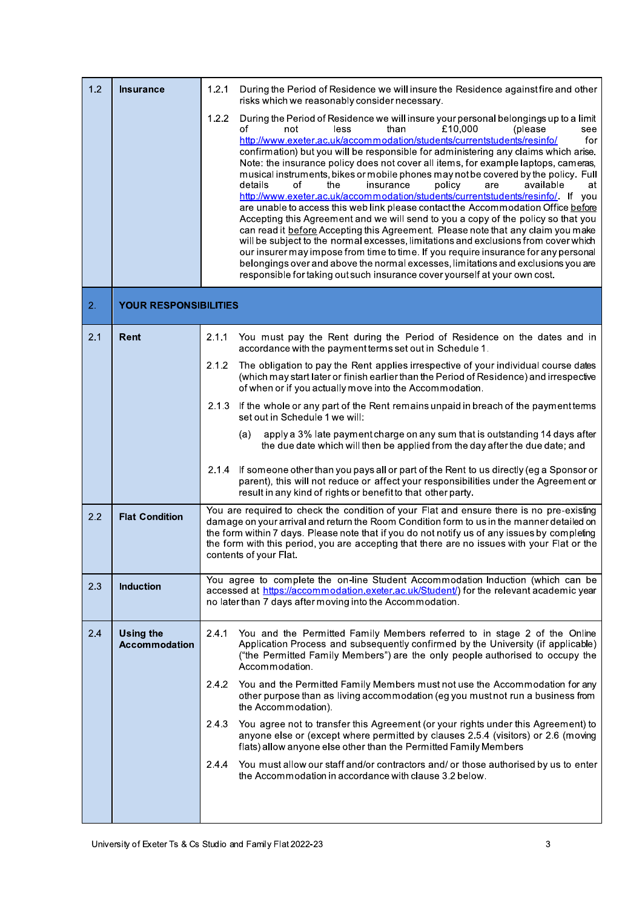| | | |
|---|---|---|
| 1.2 | **Insurance** | 1.2.1 During the Period of Residence we will insure the Residence against fire and other risks which we reasonably consider necessary.<br><br>1.2.2 During the Period of Residence we will insure your personal belongings up to a limit of not less than £10,000 (please see http://www.exeter.ac.uk/accommodation/students/currentstudents/resinfo/ for confirmation) but you will be responsible for administering any claims which arise. Note: the insurance policy does not cover all items, for example laptops, cameras, musical instruments, bikes or mobile phones may not be covered by the policy. Full details of the insurance policy are available at http://www.exeter.ac.uk/accommodation/students/currentstudents/resinfo/. If you are unable to access this web link please contact the Accommodation Office <u>before</u> Accepting this Agreement and we will send to you a copy of the policy so that you can read it <u>before</u> Accepting this Agreement. Please note that any claim you make will be subject to the normal excesses, limitations and exclusions from cover which our insurer may impose from time to time. If you require insurance for any personal belongings over and above the normal excesses, limitations and exclusions you are responsible for taking out such insurance cover yourself at your own cost. |
| 2. | **YOUR RESPONSIBILITIES** | |
| 2.1 | **Rent** | 2.1.1 You must pay the Rent during the Period of Residence on the dates and in accordance with the payment terms set out in Schedule 1.<br><br>2.1.2 The obligation to pay the Rent applies irrespective of your individual course dates (which may start later or finish earlier than the Period of Residence) and irrespective of when or if you actually move into the Accommodation.<br><br>2.1.3 If the whole or any part of the Rent remains unpaid in breach of the payment terms set out in Schedule 1 we will:<br><br>(a) apply a 3% late payment charge on any sum that is outstanding 14 days after the due date which will then be applied from the day after the due date; and<br><br>2.1.4 If someone other than you pays all or part of the Rent to us directly (eg a Sponsor or parent), this will not reduce or affect your responsibilities under the Agreement or result in any kind of rights or benefit to that other party. |
| 2.2 | **Flat Condition** | You are required to check the condition of your Flat and ensure there is no pre-existing damage on your arrival and return the Room Condition form to us in the manner detailed on the form within 7 days. Please note that if you do not notify us of any issues by completing the form with this period, you are accepting that there are no issues with your Flat or the contents of your Flat. |
| 2.3 | **Induction** | You agree to complete the on-line Student Accommodation Induction (which can be accessed at https://accommodation.exeter.ac.uk/Student/) for the relevant academic year no later than 7 days after moving into the Accommodation. |
| 2.4 | **Using the Accommodation** | 2.4.1 You and the Permitted Family Members referred to in stage 2 of the Online Application Process and subsequently confirmed by the University (if applicable) ("the Permitted Family Members") are the only people authorised to occupy the Accommodation.<br><br>2.4.2 You and the Permitted Family Members must not use the Accommodation for any other purpose than as living accommodation (eg you must not run a business from the Accommodation).<br><br>2.4.3 You agree not to transfer this Agreement (or your rights under this Agreement) to anyone else or (except where permitted by clauses 2.5.4 (visitors) or 2.6 (moving flats) allow anyone else other than the Permitted Family Members<br><br>2.4.4 You must allow our staff and/or contractors and/ or those authorised by us to enter the Accommodation in accordance with clause 3.2 below. |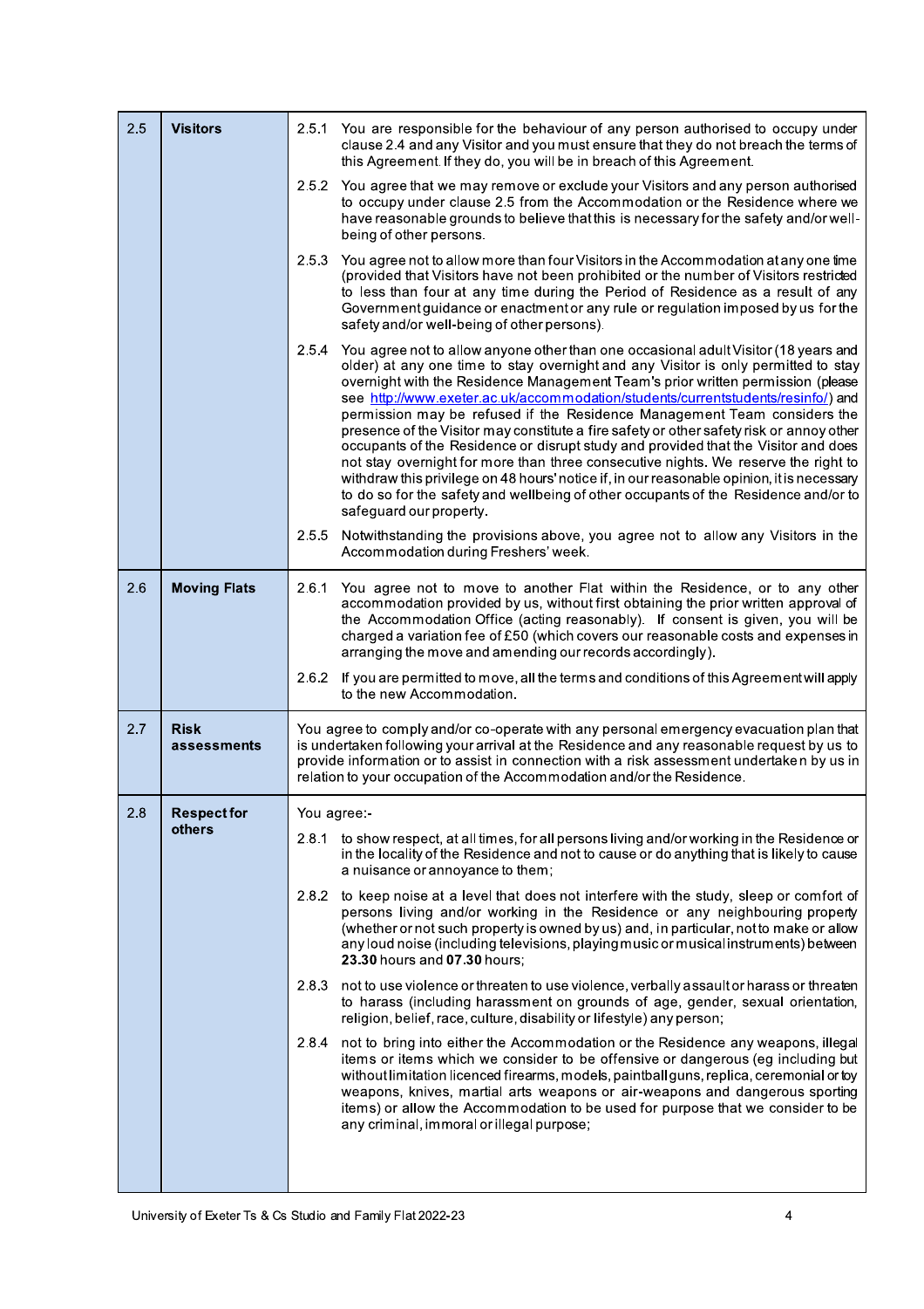| | | |
|---|---|---|
| 2.5 | **Visitors** | 2.5.1 You are responsible for the behaviour of any person authorised to occupy under clause 2.4 and any Visitor and you must ensure that they do not breach the terms of this Agreement. If they do, you will be in breach of this Agreement.<br><br>2.5.2 You agree that we may remove or exclude your Visitors and any person authorised to occupy under clause 2.5 from the Accommodation or the Residence where we have reasonable grounds to believe that this is necessary for the safety and/or well-being of other persons.<br><br>2.5.3 You agree not to allow more than four Visitors in the Accommodation at any one time (provided that Visitors have not been prohibited or the number of Visitors restricted to less than four at any time during the Period of Residence as a result of any Government guidance or enactment or any rule or regulation imposed by us for the safety and/or well-being of other persons).<br><br>2.5.4 You agree not to allow anyone other than one occasional adult Visitor (18 years and older) at any one time to stay overnight and any Visitor is only permitted to stay overnight with the Residence Management Team's prior written permission (please see [http://www.exeter.ac.uk/accommodation/students/currentstudents/resinfo/](http://www.exeter.ac.uk/accommodation/students/currentstudents/resinfo/)) and permission may be refused if the Residence Management Team considers the presence of the Visitor may constitute a fire safety or other safety risk or annoy other occupants of the Residence or disrupt study and provided that the Visitor and does not stay overnight for more than three consecutive nights. We reserve the right to withdraw this privilege on 48 hours' notice if, in our reasonable opinion, it is necessary to do so for the safety and wellbeing of other occupants of the Residence and/or to safeguard our property.<br><br>2.5.5 Notwithstanding the provisions above, you agree not to allow any Visitors in the Accommodation during Freshers' week. |
| 2.6 | **Moving Flats** | 2.6.1 You agree not to move to another Flat within the Residence, or to any other accommodation provided by us, without first obtaining the prior written approval of the Accommodation Office (acting reasonably). If consent is given, you will be charged a variation fee of £50 (which covers our reasonable costs and expenses in arranging the move and amending our records accordingly).<br><br>2.6.2 If you are permitted to move, all the terms and conditions of this Agreement will apply to the new Accommodation. |
| 2.7 | **Risk assessments** | You agree to comply and/or co-operate with any personal emergency evacuation plan that is undertaken following your arrival at the Residence and any reasonable request by us to provide information or to assist in connection with a risk assessment undertaken by us in relation to your occupation of the Accommodation and/or the Residence. |
| 2.8 | **Respect for others** | You agree:-<br><br>2.8.1 to show respect, at all times, for all persons living and/or working in the Residence or in the locality of the Residence and not to cause or do anything that is likely to cause a nuisance or annoyance to them;<br><br>2.8.2 to keep noise at a level that does not interfere with the study, sleep or comfort of persons living and/or working in the Residence or any neighbouring property (whether or not such property is owned by us) and, in particular, not to make or allow any loud noise (including televisions, playing music or musical instruments) between **23.30** hours and **07.30** hours;<br><br>2.8.3 not to use violence or threaten to use violence, verbally assault or harass or threaten to harass (including harassment on grounds of age, gender, sexual orientation, religion, belief, race, culture, disability or lifestyle) any person;<br><br>2.8.4 not to bring into either the Accommodation or the Residence any weapons, illegal items or items which we consider to be offensive or dangerous (eg including but without limitation licenced firearms, models, paintball guns, replica, ceremonial or toy weapons, knives, martial arts weapons or air-weapons and dangerous sporting items) or allow the Accommodation to be used for purpose that we consider to be any criminal, immoral or illegal purpose; |

University of Exeter Ts & Cs Studio and Family Flat 2022-23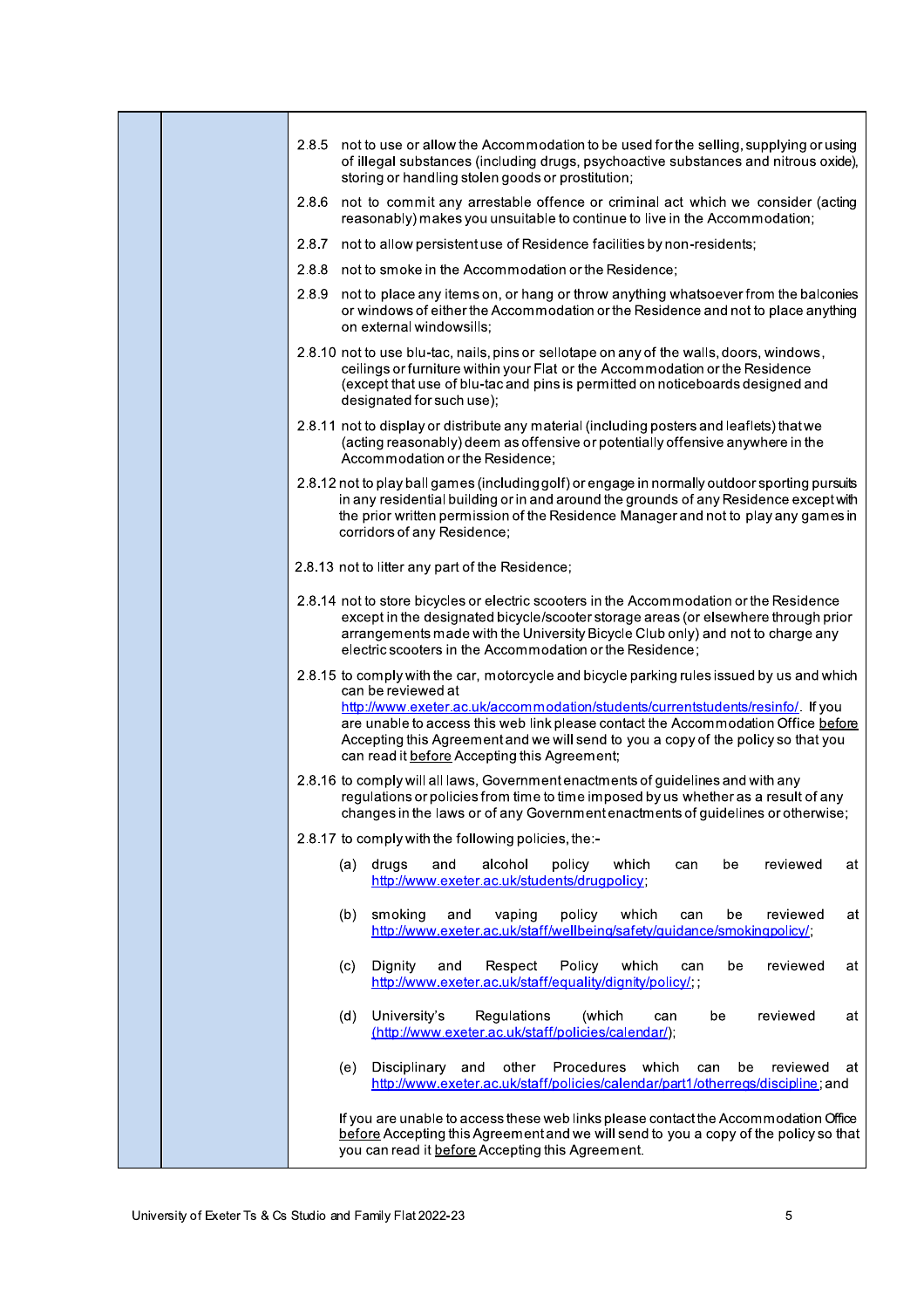2.8.5 not to use or allow the Accommodation to be used for the selling, supplying or using of illegal substances (including drugs, psychoactive substances and nitrous oxide), storing or handling stolen goods or prostitution;

2.8.6 not to commit any arrestable offence or criminal act which we consider (acting reasonably) makes you unsuitable to continue to live in the Accommodation;

2.8.7 not to allow persistent use of Residence facilities by non-residents;

2.8.8 not to smoke in the Accommodation or the Residence;

2.8.9 not to place any items on, or hang or throw anything whatsoever from the balconies or windows of either the Accommodation or the Residence and not to place anything on external windowsills;

2.8.10 not to use blu-tac, nails, pins or sellotape on any of the walls, doors, windows, ceilings or furniture within your Flat or the Accommodation or the Residence (except that use of blu-tac and pins is permitted on noticeboards designed and designated for such use);

2.8.11 not to display or distribute any material (including posters and leaflets) that we (acting reasonably) deem as offensive or potentially offensive anywhere in the Accommodation or the Residence;

2.8.12 not to play ball games (including golf) or engage in normally outdoor sporting pursuits in any residential building or in and around the grounds of any Residence except with the prior written permission of the Residence Manager and not to play any games in corridors of any Residence;

2.8.13 not to litter any part of the Residence;

2.8.14 not to store bicycles or electric scooters in the Accommodation or the Residence except in the designated bicycle/scooter storage areas (or elsewhere through prior arrangements made with the University Bicycle Club only) and not to charge any electric scooters in the Accommodation or the Residence;

2.8.15 to comply with the car, motorcycle and bicycle parking rules issued by us and which can be reviewed at http://www.exeter.ac.uk/accommodation/students/currentstudents/resinfo/. If you are unable to access this web link please contact the Accommodation Office <u>before</u> Accepting this Agreement and we will send to you a copy of the policy so that you can read it <u>before</u> Accepting this Agreement;

2.8.16 to comply will all laws, Government enactments of guidelines and with any regulations or policies from time to time imposed by us whether as a result of any changes in the laws or of any Government enactments of guidelines or otherwise;

2.8.17 to comply with the following policies, the:-

(a) drugs and alcohol policy which can be reviewed at http://www.exeter.ac.uk/students/drugpolicy;

(b) smoking and vaping policy which can be reviewed at http://www.exeter.ac.uk/staff/wellbeing/safety/guidance/smokingpolicy/;

(c) Dignity and Respect Policy which can be reviewed at http://www.exeter.ac.uk/staff/equality/dignity/policy/; ;

(d) University's Regulations (which can be reviewed at (http://www.exeter.ac.uk/staff/policies/calendar/);

(e) Disciplinary and other Procedures which can be reviewed at http://www.exeter.ac.uk/staff/policies/calendar/part1/otherregs/discipline; and

If you are unable to access these web links please contact the Accommodation Office <u>before</u> Accepting this Agreement and we will send to you a copy of the policy so that you can read it <u>before</u> Accepting this Agreement.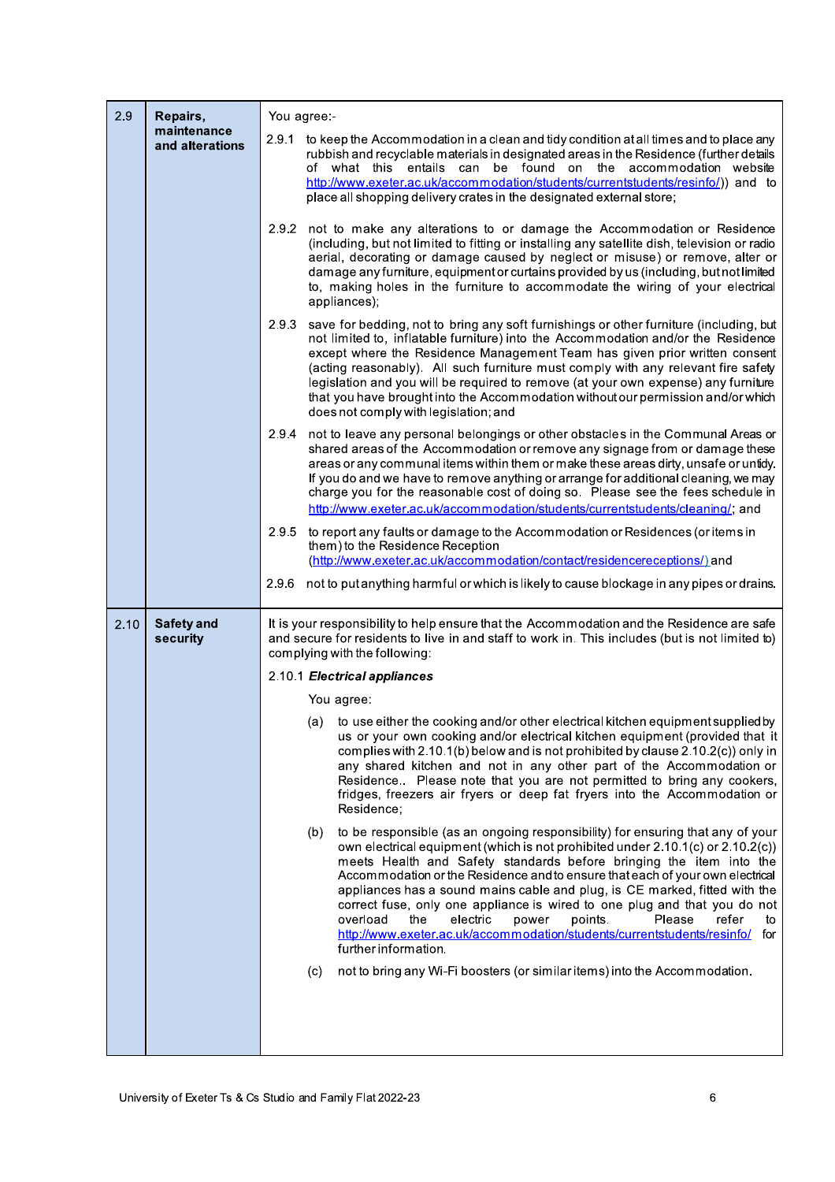| | | |
|---|---|---|
| 2.9 | **Repairs, maintenance and alterations** | You agree:-<br><br>2.9.1 to keep the Accommodation in a clean and tidy condition at all times and to place any rubbish and recyclable materials in designated areas in the Residence (further details of what this entails can be found on the accommodation website http://www.exeter.ac.uk/accommodation/students/currentstudents/resinfo/)) and to place all shopping delivery crates in the designated external store;<br><br>2.9.2 not to make any alterations to or damage the Accommodation or Residence (including, but not limited to fitting or installing any satellite dish, television or radio aerial, decorating or damage caused by neglect or misuse) or remove, alter or damage any furniture, equipment or curtains provided by us (including, but not limited to, making holes in the furniture to accommodate the wiring of your electrical appliances);<br><br>2.9.3 save for bedding, not to bring any soft furnishings or other furniture (including, but not limited to, inflatable furniture) into the Accommodation and/or the Residence except where the Residence Management Team has given prior written consent (acting reasonably). All such furniture must comply with any relevant fire safety legislation and you will be required to remove (at your own expense) any furniture that you have brought into the Accommodation without our permission and/or which does not comply with legislation; and<br><br>2.9.4 not to leave any personal belongings or other obstacles in the Communal Areas or shared areas of the Accommodation or remove any signage from or damage these areas or any communal items within them or make these areas dirty, unsafe or untidy. If you do and we have to remove anything or arrange for additional cleaning, we may charge you for the reasonable cost of doing so. Please see the fees schedule in http://www.exeter.ac.uk/accommodation/students/currentstudents/cleaning/; and<br><br>2.9.5 to report any faults or damage to the Accommodation or Residences (or items in them) to the Residence Reception (http://www.exeter.ac.uk/accommodation/contact/residencereceptions/) and<br><br>2.9.6 not to put anything harmful or which is likely to cause blockage in any pipes or drains. |
| 2.10 | **Safety and security** | It is your responsibility to help ensure that the Accommodation and the Residence are safe and secure for residents to live in and staff to work in. This includes (but is not limited to) complying with the following:<br><br>2.10.1 ***Electrical appliances***<br><br>You agree:<br><br>(a) to use either the cooking and/or other electrical kitchen equipment supplied by us or your own cooking and/or electrical kitchen equipment (provided that it complies with 2.10.1(b) below and is not prohibited by clause 2.10.2(c)) only in any shared kitchen and not in any other part of the Accommodation or Residence.. Please note that you are not permitted to bring any cookers, fridges, freezers air fryers or deep fat fryers into the Accommodation or Residence;<br><br>(b) to be responsible (as an ongoing responsibility) for ensuring that any of your own electrical equipment (which is not prohibited under 2.10.1(c) or 2.10.2(c)) meets Health and Safety standards before bringing the item into the Accommodation or the Residence and to ensure that each of your own electrical appliances has a sound mains cable and plug, is CE marked, fitted with the correct fuse, only one appliance is wired to one plug and that you do not overload the electric power points. Please refer to http://www.exeter.ac.uk/accommodation/students/currentstudents/resinfo/ for further information.<br><br>(c) not to bring any Wi-Fi boosters (or similar items) into the Accommodation. |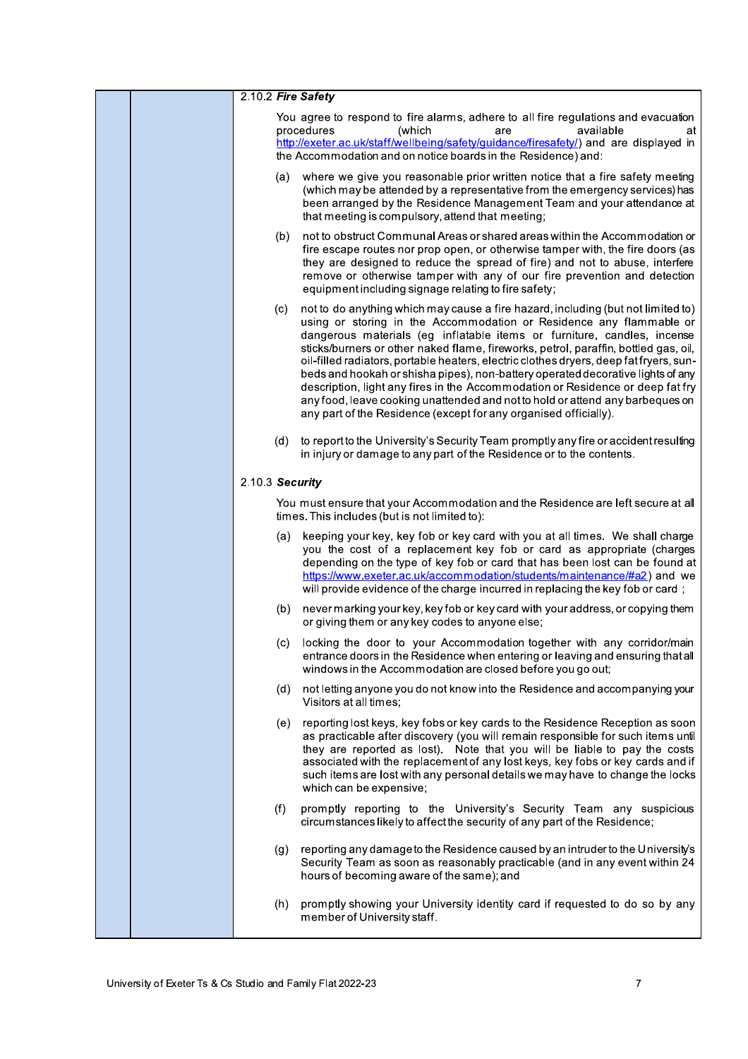2.10.2 ***Fire Safety***

You agree to respond to fire alarms, adhere to all fire regulations and evacuation procedures (which are available at http://exeter.ac.uk/staff/wellbeing/safety/guidance/firesafety/) and are displayed in the Accommodation and on notice boards in the Residence) and:

(a) where we give you reasonable prior written notice that a fire safety meeting (which may be attended by a representative from the emergency services) has been arranged by the Residence Management Team and your attendance at that meeting is compulsory, attend that meeting;

(b) not to obstruct Communal Areas or shared areas within the Accommodation or fire escape routes nor prop open, or otherwise tamper with, the fire doors (as they are designed to reduce the spread of fire) and not to abuse, interfere remove or otherwise tamper with any of our fire prevention and detection equipment including signage relating to fire safety;

(c) not to do anything which may cause a fire hazard, including (but not limited to) using or storing in the Accommodation or Residence any flammable or dangerous materials (eg inflatable items or furniture, candles, incense sticks/burners or other naked flame, fireworks, petrol, paraffin, bottled gas, oil, oil-filled radiators, portable heaters, electric clothes dryers, deep fat fryers, sun-beds and hookah or shisha pipes), non-battery operated decorative lights of any description, light any fires in the Accommodation or Residence or deep fat fry any food, leave cooking unattended and not to hold or attend any barbeques on any part of the Residence (except for any organised officially).

(d) to report to the University's Security Team promptly any fire or accident resulting in injury or damage to any part of the Residence or to the contents.

2.10.3 ***Security***

You must ensure that your Accommodation and the Residence are left secure at all times. This includes (but is not limited to):

(a) keeping your key, key fob or key card with you at all times. We shall charge you the cost of a replacement key fob or card as appropriate (charges depending on the type of key fob or card that has been lost can be found at https://www.exeter.ac.uk/accommodation/students/maintenance/#a2) and we will provide evidence of the charge incurred in replacing the key fob or card ;

(b) never marking your key, key fob or key card with your address, or copying them or giving them or any key codes to anyone else;

(c) locking the door to your Accommodation together with any corridor/main entrance doors in the Residence when entering or leaving and ensuring that all windows in the Accommodation are closed before you go out;

(d) not letting anyone you do not know into the Residence and accompanying your Visitors at all times;

(e) reporting lost keys, key fobs or key cards to the Residence Reception as soon as practicable after discovery (you will remain responsible for such items until they are reported as lost). Note that you will be liable to pay the costs associated with the replacement of any lost keys, key fobs or key cards and if such items are lost with any personal details we may have to change the locks which can be expensive;

(f) promptly reporting to the University's Security Team any suspicious circumstances likely to affect the security of any part of the Residence;

(g) reporting any damage to the Residence caused by an intruder to the University's Security Team as soon as reasonably practicable (and in any event within 24 hours of becoming aware of the same); and

(h) promptly showing your University identity card if requested to do so by any member of University staff.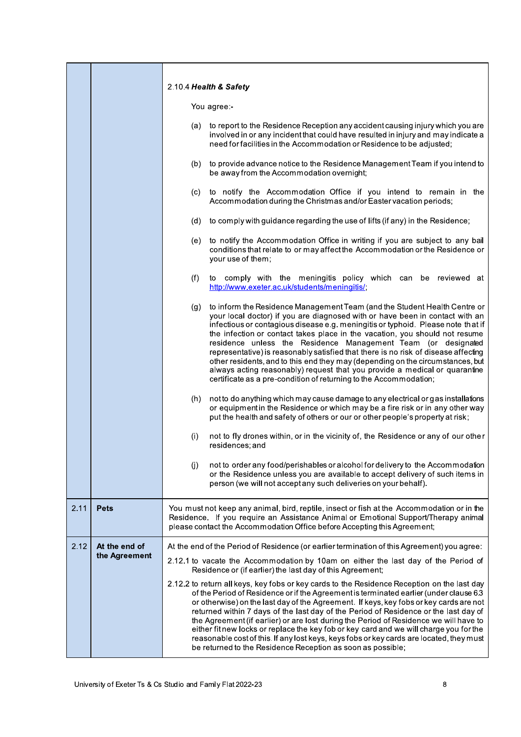| | | |
|---|---|---|
| | | 2.10.4 ***Health & Safety***<br><br>You agree:-<br><br>(a) to report to the Residence Reception any accident causing injury which you are involved in or any incident that could have resulted in injury and may indicate a need for facilities in the Accommodation or Residence to be adjusted;<br><br>(b) to provide advance notice to the Residence Management Team if you intend to be away from the Accommodation overnight;<br><br>(c) to notify the Accommodation Office if you intend to remain in the Accommodation during the Christmas and/or Easter vacation periods;<br><br>(d) to comply with guidance regarding the use of lifts (if any) in the Residence;<br><br>(e) to notify the Accommodation Office in writing if you are subject to any bail conditions that relate to or may affect the Accommodation or the Residence or your use of them;<br><br>(f) to comply with the meningitis policy which can be reviewed at http://www.exeter.ac.uk/students/meningitis/;<br><br>(g) to inform the Residence Management Team (and the Student Health Centre or your local doctor) if you are diagnosed with or have been in contact with an infectious or contagious disease e.g. meningitis or typhoid. Please note that if the infection or contact takes place in the vacation, you should not resume residence unless the Residence Management Team (or designated representative) is reasonably satisfied that there is no risk of disease affecting other residents, and to this end they may (depending on the circumstances, but always acting reasonably) request that you provide a medical or quarantine certificate as a pre-condition of returning to the Accommodation;<br><br>(h) not to do anything which may cause damage to any electrical or gas installations or equipment in the Residence or which may be a fire risk or in any other way put the health and safety of others or our or other people's property at risk;<br><br>(i) not to fly drones within, or in the vicinity of, the Residence or any of our other residences; and<br><br>(j) not to order any food/perishables or alcohol for delivery to the Accommodation or the Residence unless you are available to accept delivery of such items in person (we will not accept any such deliveries on your behalf). |
| 2.11 | **Pets** | You must not keep any animal, bird, reptile, insect or fish at the Accommodation or in the Residence. If you require an Assistance Animal or Emotional Support/Therapy animal please contact the Accommodation Office before Accepting this Agreement; |
| 2.12 | **At the end of the Agreement** | At the end of the Period of Residence (or earlier termination of this Agreement) you agree:<br><br>2.12.1 to vacate the Accommodation by 10am on either the last day of the Period of Residence or (if earlier) the last day of this Agreement;<br><br>2.12.2 to return all keys, key fobs or key cards to the Residence Reception on the last day of the Period of Residence or if the Agreement is terminated earlier (under clause 6.3 or otherwise) on the last day of the Agreement. If keys, key fobs or key cards are not returned within 7 days of the last day of the Period of Residence or the last day of the Agreement (if earlier) or are lost during the Period of Residence we will have to either fit new locks or replace the key fob or key card and we will charge you for the reasonable cost of this. If any lost keys, keys fobs or key cards are located, they must be returned to the Residence Reception as soon as possible; |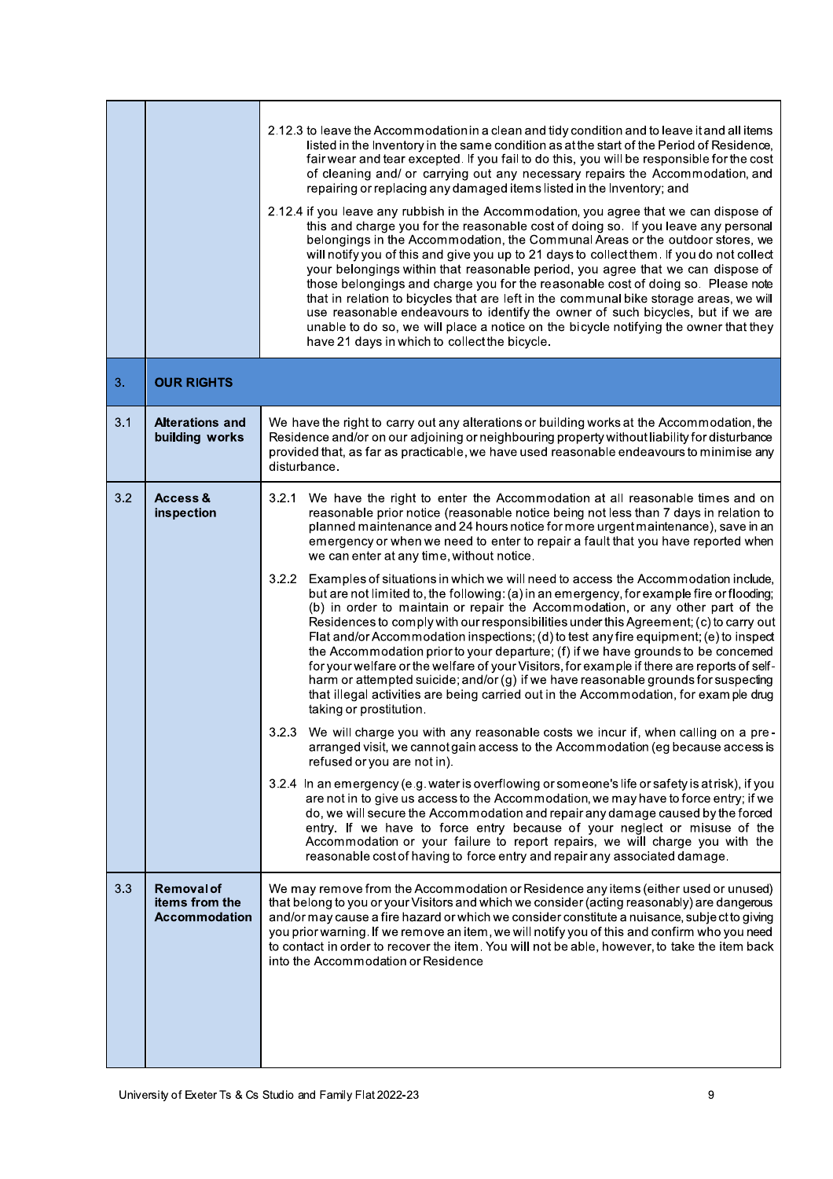| | | |
|---|---|---|
| | | 2.12.3 to leave the Accommodation in a clean and tidy condition and to leave it and all items listed in the Inventory in the same condition as at the start of the Period of Residence, fair wear and tear excepted. If you fail to do this, you will be responsible for the cost of cleaning and/ or carrying out any necessary repairs the Accommodation, and repairing or replacing any damaged items listed in the Inventory; and<br><br>2.12.4 if you leave any rubbish in the Accommodation, you agree that we can dispose of this and charge you for the reasonable cost of doing so. If you leave any personal belongings in the Accommodation, the Communal Areas or the outdoor stores, we will notify you of this and give you up to 21 days to collect them. If you do not collect your belongings within that reasonable period, you agree that we can dispose of those belongings and charge you for the reasonable cost of doing so. Please note that in relation to bicycles that are left in the communal bike storage areas, we will use reasonable endeavours to identify the owner of such bicycles, but if we are unable to do so, we will place a notice on the bicycle notifying the owner that they have 21 days in which to collect the bicycle. |
| 3. | **OUR RIGHTS** | |
| 3.1 | **Alterations and building works** | We have the right to carry out any alterations or building works at the Accommodation, the Residence and/or on our adjoining or neighbouring property without liability for disturbance provided that, as far as practicable, we have used reasonable endeavours to minimise any disturbance. |
| 3.2 | **Access & inspection** | 3.2.1 We have the right to enter the Accommodation at all reasonable times and on reasonable prior notice (reasonable notice being not less than 7 days in relation to planned maintenance and 24 hours notice for more urgent maintenance), save in an emergency or when we need to enter to repair a fault that you have reported when we can enter at any time, without notice.<br><br>3.2.2 Examples of situations in which we will need to access the Accommodation include, but are not limited to, the following: (a) in an emergency, for example fire or flooding; (b) in order to maintain or repair the Accommodation, or any other part of the Residences to comply with our responsibilities under this Agreement; (c) to carry out Flat and/or Accommodation inspections; (d) to test any fire equipment; (e) to inspect the Accommodation prior to your departure; (f) if we have grounds to be concerned for your welfare or the welfare of your Visitors, for example if there are reports of self-harm or attempted suicide; and/or (g) if we have reasonable grounds for suspecting that illegal activities are being carried out in the Accommodation, for example drug taking or prostitution.<br><br>3.2.3 We will charge you with any reasonable costs we incur if, when calling on a pre-arranged visit, we cannot gain access to the Accommodation (eg because access is refused or you are not in).<br><br>3.2.4 In an emergency (e.g. water is overflowing or someone's life or safety is at risk), if you are not in to give us access to the Accommodation, we may have to force entry; if we do, we will secure the Accommodation and repair any damage caused by the forced entry. If we have to force entry because of your neglect or misuse of the Accommodation or your failure to report repairs, we will charge you with the reasonable cost of having to force entry and repair any associated damage. |
| 3.3 | **Removal of items from the Accommodation** | We may remove from the Accommodation or Residence any items (either used or unused) that belong to you or your Visitors and which we consider (acting reasonably) are dangerous and/or may cause a fire hazard or which we consider constitute a nuisance, subject to giving you prior warning. If we remove an item, we will notify you of this and confirm who you need to contact in order to recover the item. You will not be able, however, to take the item back into the Accommodation or Residence |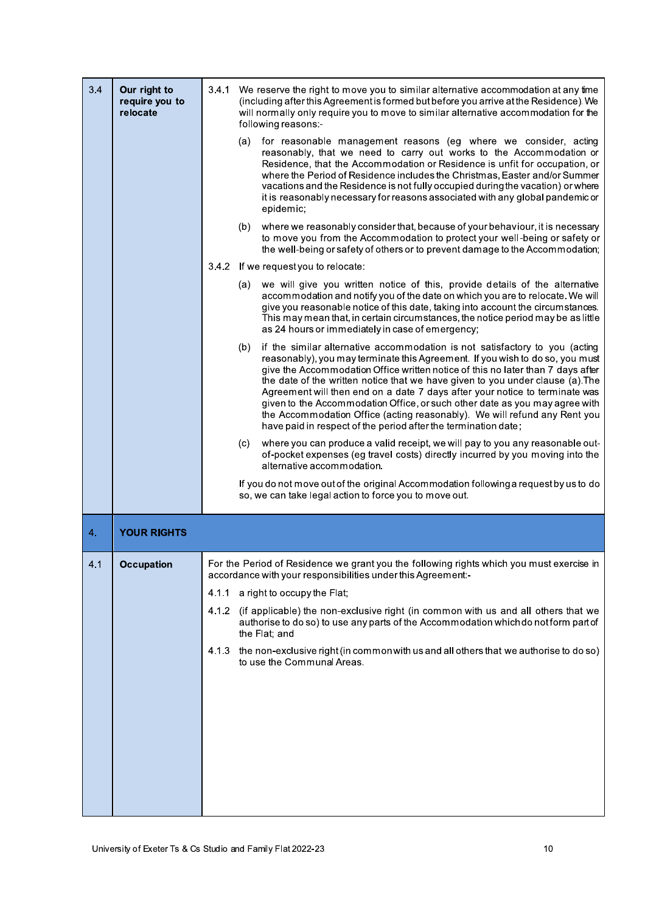| | | |
|---|---|---|
| 3.4 | **Our right to require you to relocate** | 3.4.1 We reserve the right to move you to similar alternative accommodation at any time (including after this Agreement is formed but before you arrive at the Residence). We will normally only require you to move to similar alternative accommodation for the following reasons:-<br><br>(a) for reasonable management reasons (eg where we consider, acting reasonably, that we need to carry out works to the Accommodation or Residence, that the Accommodation or Residence is unfit for occupation, or where the Period of Residence includes the Christmas, Easter and/or Summer vacations and the Residence is not fully occupied during the vacation) or where it is reasonably necessary for reasons associated with any global pandemic or epidemic;<br><br>(b) where we reasonably consider that, because of your behaviour, it is necessary to move you from the Accommodation to protect your well-being or safety or the well-being or safety of others or to prevent damage to the Accommodation;<br><br>3.4.2 If we request you to relocate:<br><br>(a) we will give you written notice of this, provide details of the alternative accommodation and notify you of the date on which you are to relocate. We will give you reasonable notice of this date, taking into account the circumstances. This may mean that, in certain circumstances, the notice period may be as little as 24 hours or immediately in case of emergency;<br><br>(b) if the similar alternative accommodation is not satisfactory to you (acting reasonably), you may terminate this Agreement. If you wish to do so, you must give the Accommodation Office written notice of this no later than 7 days after the date of the written notice that we have given to you under clause (a).The Agreement will then end on a date 7 days after your notice to terminate was given to the Accommodation Office, or such other date as you may agree with the Accommodation Office (acting reasonably). We will refund any Rent you have paid in respect of the period after the termination date;<br><br>(c) where you can produce a valid receipt, we will pay to you any reasonable out-of-pocket expenses (eg travel costs) directly incurred by you moving into the alternative accommodation.<br><br>If you do not move out of the original Accommodation following a request by us to do so, we can take legal action to force you to move out. |
| **4.** | **YOUR RIGHTS** | |
| 4.1 | **Occupation** | For the Period of Residence we grant you the following rights which you must exercise in accordance with your responsibilities under this Agreement:-<br><br>4.1.1 a right to occupy the Flat;<br><br>4.1.2 (if applicable) the non-exclusive right (in common with us and all others that we authorise to do so) to use any parts of the Accommodation which do not form part of the Flat; and<br><br>4.1.3 the non-exclusive right (in common with us and all others that we authorise to do so) to use the Communal Areas. |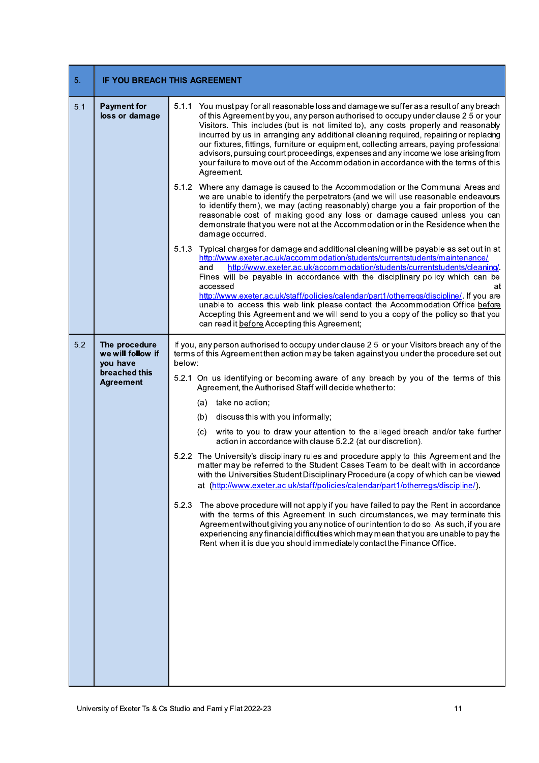| 5. | IF YOU BREACH THIS AGREEMENT | |
|---|---|---|
| 5.1 | **Payment for loss or damage** | 5.1.1 You must pay for all reasonable loss and damage we suffer as a result of any breach of this Agreement by you, any person authorised to occupy under clause 2.5 or your Visitors. This includes (but is not limited to), any costs properly and reasonably incurred by us in arranging any additional cleaning required, repairing or replacing our fixtures, fittings, furniture or equipment, collecting arrears, paying professional advisors, pursuing court proceedings, expenses and any income we lose arising from your failure to move out of the Accommodation in accordance with the terms of this Agreement.<br><br>5.1.2 Where any damage is caused to the Accommodation or the Communal Areas and we are unable to identify the perpetrators (and we will use reasonable endeavours to identify them), we may (acting reasonably) charge you a fair proportion of the reasonable cost of making good any loss or damage caused unless you can demonstrate that you were not at the Accommodation or in the Residence when the damage occurred.<br><br>5.1.3 Typical charges for damage and additional cleaning will be payable as set out in at http://www.exeter.ac.uk/accommodation/students/currentstudents/maintenance/ and http://www.exeter.ac.uk/accommodation/students/currentstudents/cleaning/. Fines will be payable in accordance with the disciplinary policy which can be accessed at http://www.exeter.ac.uk/staff/policies/calendar/part1/otherregs/discipline/. If you are unable to access this web link please contact the Accommodation Office <u>before</u> Accepting this Agreement and we will send to you a copy of the policy so that you can read it <u>before</u> Accepting this Agreement; |
| 5.2 | **The procedure we will follow if you have breached this Agreement** | If you, any person authorised to occupy under clause 2.5 or your Visitors breach any of the terms of this Agreement then action may be taken against you under the procedure set out below:<br><br>5.2.1 On us identifying or becoming aware of any breach by you of the terms of this Agreement, the Authorised Staff will decide whether to:<br><br>(a) take no action;<br><br>(b) discuss this with you informally;<br><br>(c) write to you to draw your attention to the alleged breach and/or take further action in accordance with clause 5.2.2 (at our discretion).<br><br>5.2.2 The University's disciplinary rules and procedure apply to this Agreement and the matter may be referred to the Student Cases Team to be dealt with in accordance with the Universities Student Disciplinary Procedure (a copy of which can be viewed at (http://www.exeter.ac.uk/staff/policies/calendar/part1/otherregs/discipline/).<br><br>5.2.3 The above procedure will not apply if you have failed to pay the Rent in accordance with the terms of this Agreement. In such circumstances, we may terminate this Agreement without giving you any notice of our intention to do so. As such, if you are experiencing any financial difficulties which may mean that you are unable to pay the Rent when it is due you should immediately contact the Finance Office. |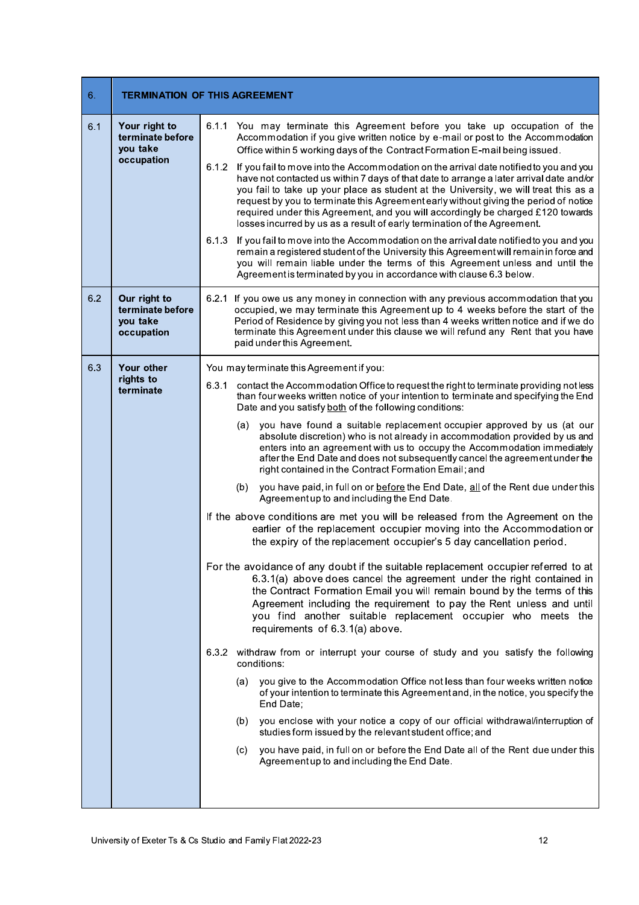| 6. | TERMINATION OF THIS AGREEMENT | |
|---|---|---|
| 6.1 | **Your right to terminate before you take occupation** | 6.1.1 You may terminate this Agreement before you take up occupation of the Accommodation if you give written notice by e-mail or post to the Accommodation Office within 5 working days of the Contract Formation E-mail being issued.<br><br>6.1.2 If you fail to move into the Accommodation on the arrival date notified to you and you have not contacted us within 7 days of that date to arrange a later arrival date and/or you fail to take up your place as student at the University, we will treat this as a request by you to terminate this Agreement early without giving the period of notice required under this Agreement, and you will accordingly be charged £120 towards losses incurred by us as a result of early termination of the Agreement.<br><br>6.1.3 If you fail to move into the Accommodation on the arrival date notified to you and you remain a registered student of the University this Agreement will remain in force and you will remain liable under the terms of this Agreement unless and until the Agreement is terminated by you in accordance with clause 6.3 below. |
| 6.2 | **Our right to terminate before you take occupation** | 6.2.1 If you owe us any money in connection with any previous accommodation that you occupied, we may terminate this Agreement up to 4 weeks before the start of the Period of Residence by giving you not less than 4 weeks written notice and if we do terminate this Agreement under this clause we will refund any Rent that you have paid under this Agreement. |
| 6.3 | **Your other rights to terminate** | You may terminate this Agreement if you:<br><br>6.3.1 contact the Accommodation Office to request the right to terminate providing not less than four weeks written notice of your intention to terminate and specifying the End Date and you satisfy <u>both</u> of the following conditions:<br><br>(a) you have found a suitable replacement occupier approved by us (at our absolute discretion) who is not already in accommodation provided by us and enters into an agreement with us to occupy the Accommodation immediately after the End Date and does not subsequently cancel the agreement under the right contained in the Contract Formation Email; and<br><br>(b) you have paid, in full on or <u>before</u> the End Date, <u>all</u> of the Rent due under this Agreement up to and including the End Date.<br><br>If the above conditions are met you will be released from the Agreement on the earlier of the replacement occupier moving into the Accommodation or the expiry of the replacement occupier's 5 day cancellation period.<br><br>For the avoidance of any doubt if the suitable replacement occupier referred to at 6.3.1(a) above does cancel the agreement under the right contained in the Contract Formation Email you will remain bound by the terms of this Agreement including the requirement to pay the Rent unless and until you find another suitable replacement occupier who meets the requirements of 6.3.1(a) above.<br><br>6.3.2 withdraw from or interrupt your course of study and you satisfy the following conditions:<br><br>(a) you give to the Accommodation Office not less than four weeks written notice of your intention to terminate this Agreement and, in the notice, you specify the End Date;<br><br>(b) you enclose with your notice a copy of our official withdrawal/interruption of studies form issued by the relevant student office; and<br><br>(c) you have paid, in full on or before the End Date all of the Rent due under this Agreement up to and including the End Date. |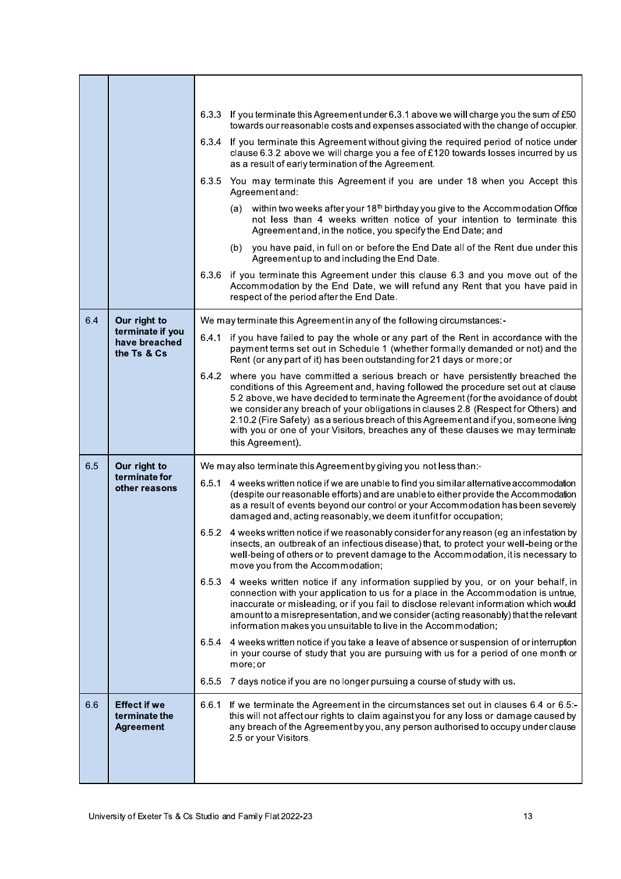| | | |
|---|---|---|
| | | 6.3.3 If you terminate this Agreement under 6.3.1 above we will charge you the sum of £50 towards our reasonable costs and expenses associated with the change of occupier.<br><br>6.3.4 If you terminate this Agreement without giving the required period of notice under clause 6.3.2 above we will charge you a fee of £120 towards losses incurred by us as a result of early termination of the Agreement.<br><br>6.3.5 You may terminate this Agreement if you are under 18 when you Accept this Agreement and:<br><br>(a) within two weeks after your 18th birthday you give to the Accommodation Office not less than 4 weeks written notice of your intention to terminate this Agreement and, in the notice, you specify the End Date; and<br><br>(b) you have paid, in full on or before the End Date all of the Rent due under this Agreement up to and including the End Date.<br><br>6.3.6 if you terminate this Agreement under this clause 6.3 and you move out of the Accommodation by the End Date, we will refund any Rent that you have paid in respect of the period after the End Date. |
| 6.4 | **Our right to terminate if you have breached the Ts & Cs** | We may terminate this Agreement in any of the following circumstances:-<br><br>6.4.1 if you have failed to pay the whole or any part of the Rent in accordance with the payment terms set out in Schedule 1 (whether formally demanded or not) and the Rent (or any part of it) has been outstanding for 21 days or more; or<br><br>6.4.2 where you have committed a serious breach or have persistently breached the conditions of this Agreement and, having followed the procedure set out at clause 5.2 above, we have decided to terminate the Agreement (for the avoidance of doubt we consider any breach of your obligations in clauses 2.8 (Respect for Others) and 2.10.2 (Fire Safety) as a serious breach of this Agreement and if you, someone living with you or one of your Visitors, breaches any of these clauses we may terminate this Agreement). |
| 6.5 | **Our right to terminate for other reasons** | We may also terminate this Agreement by giving you not less than:-<br><br>6.5.1 4 weeks written notice if we are unable to find you similar alternative accommodation (despite our reasonable efforts) and are unable to either provide the Accommodation as a result of events beyond our control or your Accommodation has been severely damaged and, acting reasonably, we deem it unfit for occupation;<br><br>6.5.2 4 weeks written notice if we reasonably consider for any reason (eg an infestation by insects, an outbreak of an infectious disease) that, to protect your well-being or the well-being of others or to prevent damage to the Accommodation, it is necessary to move you from the Accommodation;<br><br>6.5.3 4 weeks written notice if any information supplied by you, or on your behalf, in connection with your application to us for a place in the Accommodation is untrue, inaccurate or misleading, or if you fail to disclose relevant information which would amount to a misrepresentation, and we consider (acting reasonably) that the relevant information makes you unsuitable to live in the Accommodation;<br><br>6.5.4 4 weeks written notice if you take a leave of absence or suspension of or interruption in your course of study that you are pursuing with us for a period of one month or more; or<br><br>6.5.5 7 days notice if you are no longer pursuing a course of study with us. |
| 6.6 | **Effect if we terminate the Agreement** | 6.6.1 If we terminate the Agreement in the circumstances set out in clauses 6.4 or 6.5:- this will not affect our rights to claim against you for any loss or damage caused by any breach of the Agreement by you, any person authorised to occupy under clause 2.5 or your Visitors. |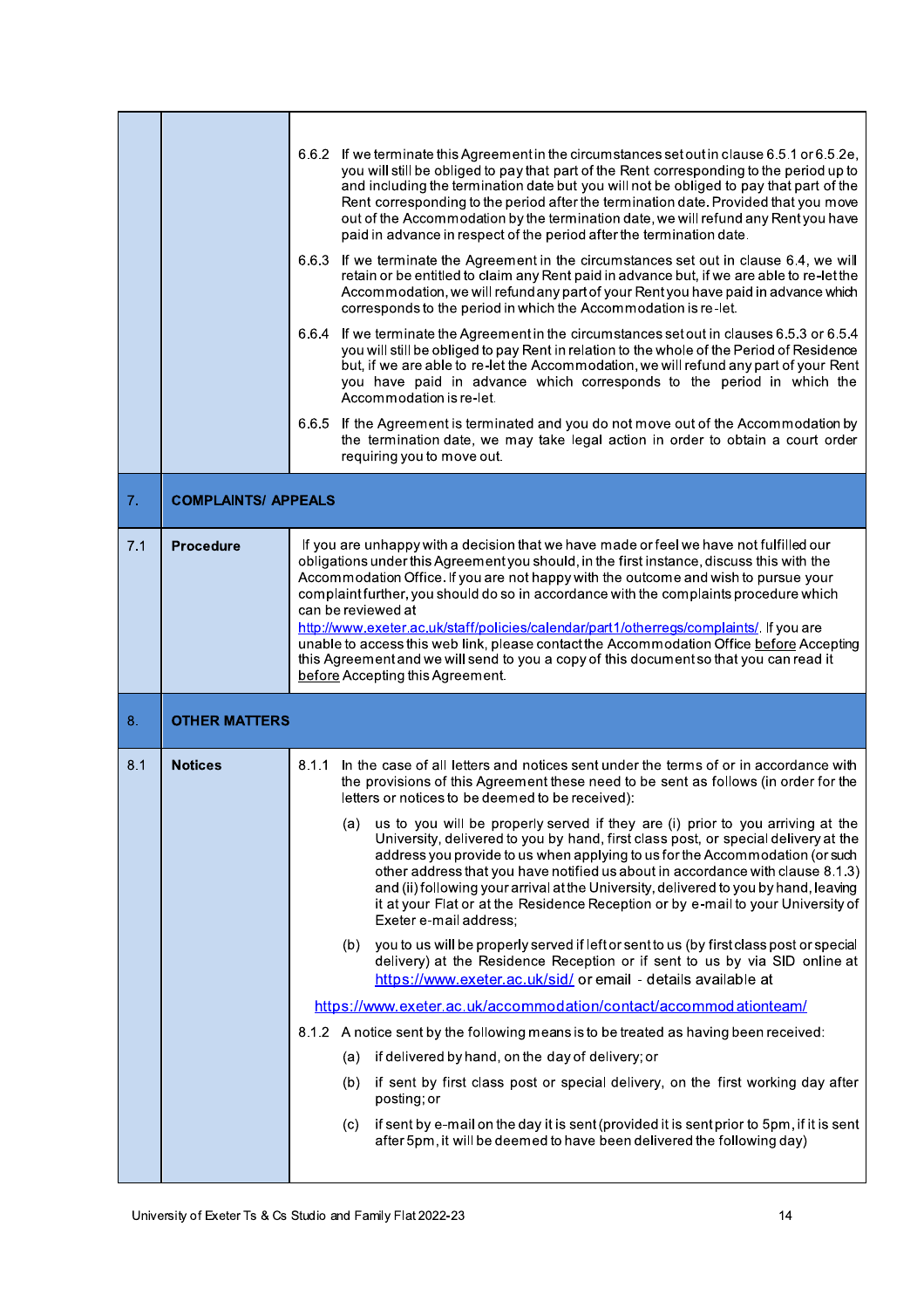6.6.2 If we terminate this Agreement in the circumstances set out in clause 6.5.1 or 6.5.2e, you will still be obliged to pay that part of the Rent corresponding to the period up to and including the termination date but you will not be obliged to pay that part of the Rent corresponding to the period after the termination date. Provided that you move out of the Accommodation by the termination date, we will refund any Rent you have paid in advance in respect of the period after the termination date.

6.6.3 If we terminate the Agreement in the circumstances set out in clause 6.4, we will retain or be entitled to claim any Rent paid in advance but, if we are able to re-let the Accommodation, we will refund any part of your Rent you have paid in advance which corresponds to the period in which the Accommodation is re-let.

6.6.4 If we terminate the Agreement in the circumstances set out in clauses 6.5.3 or 6.5.4 you will still be obliged to pay Rent in relation to the whole of the Period of Residence but, if we are able to re-let the Accommodation, we will refund any part of your Rent you have paid in advance which corresponds to the period in which the Accommodation is re-let.

6.6.5 If the Agreement is terminated and you do not move out of the Accommodation by the termination date, we may take legal action in order to obtain a court order requiring you to move out.

## 7. COMPLAINTS/ APPEALS

**7.1 Procedure**

If you are unhappy with a decision that we have made or feel we have not fulfilled our obligations under this Agreement you should, in the first instance, discuss this with the Accommodation Office. If you are not happy with the outcome and wish to pursue your complaint further, you should do so in accordance with the complaints procedure which can be reviewed at http://www.exeter.ac.uk/staff/policies/calendar/part1/otherregs/complaints/. If you are unable to access this web link, please contact the Accommodation Office before Accepting this Agreement and we will send to you a copy of this document so that you can read it before Accepting this Agreement.

## 8. OTHER MATTERS

**8.1 Notices**

8.1.1 In the case of all letters and notices sent under the terms of or in accordance with the provisions of this Agreement these need to be sent as follows (in order for the letters or notices to be deemed to be received):

(a) us to you will be properly served if they are (i) prior to you arriving at the University, delivered to you by hand, first class post, or special delivery at the address you provide to us when applying to us for the Accommodation (or such other address that you have notified us about in accordance with clause 8.1.3) and (ii) following your arrival at the University, delivered to you by hand, leaving it at your Flat or at the Residence Reception or by e-mail to your University of Exeter e-mail address;

(b) you to us will be properly served if left or sent to us (by first class post or special delivery) at the Residence Reception or if sent to us by via SID online at https://www.exeter.ac.uk/sid/ or email - details available at

https://www.exeter.ac.uk/accommodation/contact/accommodationteam/

8.1.2 A notice sent by the following means is to be treated as having been received:

(a) if delivered by hand, on the day of delivery; or

(b) if sent by first class post or special delivery, on the first working day after posting; or

(c) if sent by e-mail on the day it is sent (provided it is sent prior to 5pm, if it is sent after 5pm, it will be deemed to have been delivered the following day)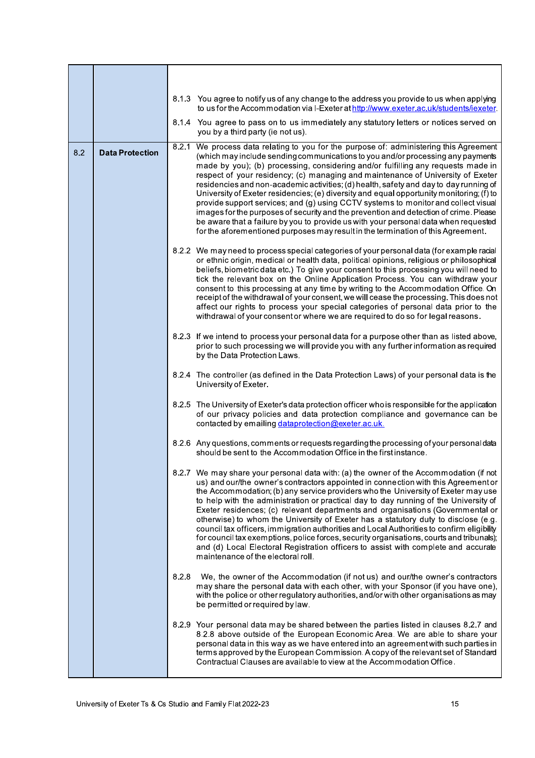| | | |
|---|---|---|
| | | 8.1.3 You agree to notify us of any change to the address you provide to us when applying to us for the Accommodation via I-Exeter at [http://www.exeter.ac.uk/students/iexeter](http://www.exeter.ac.uk/students/iexeter).<br><br>8.1.4 You agree to pass on to us immediately any statutory letters or notices served on you by a third party (ie not us). |
| 8.2 | **Data Protection** | 8.2.1 We process data relating to you for the purpose of: administering this Agreement (which may include sending communications to you and/or processing any payments made by you); (b) processing, considering and/or fulfilling any requests made in respect of your residency; (c) managing and maintenance of University of Exeter residencies and non-academic activities; (d) health, safety and day to day running of University of Exeter residencies; (e) diversity and equal opportunity monitoring; (f) to provide support services; and (g) using CCTV systems to monitor and collect visual images for the purposes of security and the prevention and detection of crime. Please be aware that a failure by you to provide us with your personal data when requested for the aforementioned purposes may result in the termination of this Agreement.<br><br>8.2.2 We may need to process special categories of your personal data (for example racial or ethnic origin, medical or health data, political opinions, religious or philosophical beliefs, biometric data etc.) To give your consent to this processing you will need to tick the relevant box on the Online Application Process. You can withdraw your consent to this processing at any time by writing to the Accommodation Office. On receipt of the withdrawal of your consent, we will cease the processing. This does not affect our rights to process your special categories of personal data prior to the withdrawal of your consent or where we are required to do so for legal reasons.<br><br>8.2.3 If we intend to process your personal data for a purpose other than as listed above, prior to such processing we will provide you with any further information as required by the Data Protection Laws.<br><br>8.2.4 The controller (as defined in the Data Protection Laws) of your personal data is the University of Exeter.<br><br>8.2.5 The University of Exeter's data protection officer who is responsible for the application of our privacy policies and data protection compliance and governance can be contacted by emailing [dataprotection@exeter.ac.uk](mailto:dataprotection@exeter.ac.uk).<br><br>8.2.6 Any questions, comments or requests regarding the processing of your personal data should be sent to the Accommodation Office in the first instance.<br><br>8.2.7 We may share your personal data with: (a) the owner of the Accommodation (if not us) and our/the owner's contractors appointed in connection with this Agreement or the Accommodation; (b) any service providers who the University of Exeter may use to help with the administration or practical day to day running of the University of Exeter residences; (c) relevant departments and organisations (Governmental or otherwise) to whom the University of Exeter has a statutory duty to disclose (e.g. council tax officers, immigration authorities and Local Authorities to confirm eligibility for council tax exemptions, police forces, security organisations, courts and tribunals); and (d) Local Electoral Registration officers to assist with complete and accurate maintenance of the electoral roll.<br><br>8.2.8 We, the owner of the Accommodation (if not us) and our/the owner's contractors may share the personal data with each other, with your Sponsor (if you have one), with the police or other regulatory authorities, and/or with other organisations as may be permitted or required by law.<br><br>8.2.9 Your personal data may be shared between the parties listed in clauses 8.2.7 and 8.2.8 above outside of the European Economic Area. We are able to share your personal data in this way as we have entered into an agreement with such parties in terms approved by the European Commission. A copy of the relevant set of Standard Contractual Clauses are available to view at the Accommodation Office. |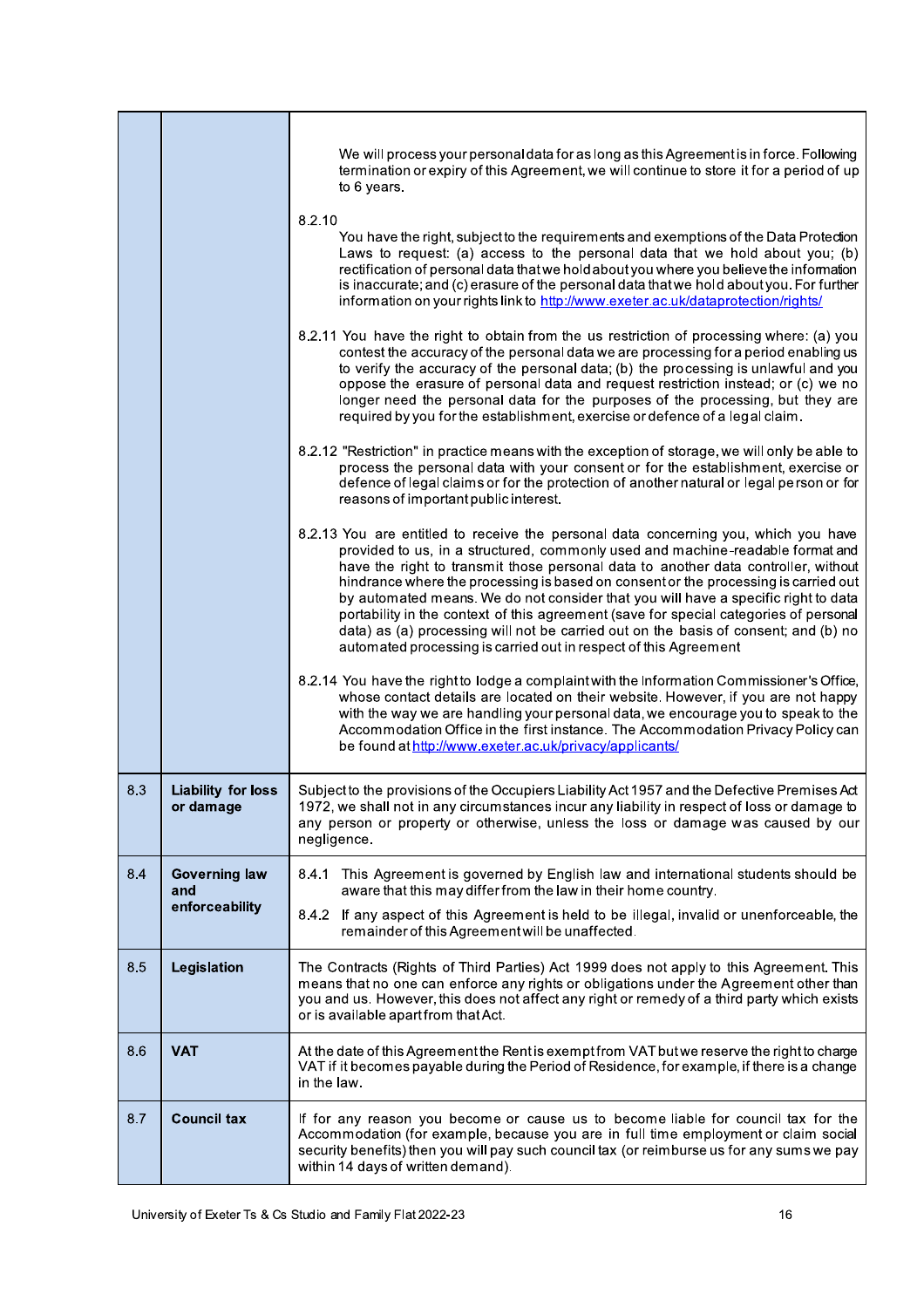| | | |
|---|---|---|
| | | We will process your personal data for as long as this Agreement is in force. Following termination or expiry of this Agreement, we will continue to store it for a period of up to 6 years.<br><br>8.2.10 You have the right, subject to the requirements and exemptions of the Data Protection Laws to request: (a) access to the personal data that we hold about you; (b) rectification of personal data that we hold about you where you believe the information is inaccurate; and (c) erasure of the personal data that we hold about you. For further information on your rights link to [http://www.exeter.ac.uk/dataprotection/rights/](http://www.exeter.ac.uk/dataprotection/rights/)<br><br>8.2.11 You have the right to obtain from the us restriction of processing where: (a) you contest the accuracy of the personal data we are processing for a period enabling us to verify the accuracy of the personal data; (b) the processing is unlawful and you oppose the erasure of personal data and request restriction instead; or (c) we no longer need the personal data for the purposes of the processing, but they are required by you for the establishment, exercise or defence of a legal claim.<br><br>8.2.12 "Restriction" in practice means with the exception of storage, we will only be able to process the personal data with your consent or for the establishment, exercise or defence of legal claims or for the protection of another natural or legal person or for reasons of important public interest.<br><br>8.2.13 You are entitled to receive the personal data concerning you, which you have provided to us, in a structured, commonly used and machine-readable format and have the right to transmit those personal data to another data controller, without hindrance where the processing is based on consent or the processing is carried out by automated means. We do not consider that you will have a specific right to data portability in the context of this agreement (save for special categories of personal data) as (a) processing will not be carried out on the basis of consent; and (b) no automated processing is carried out in respect of this Agreement<br><br>8.2.14 You have the right to lodge a complaint with the Information Commissioner's Office, whose contact details are located on their website. However, if you are not happy with the way we are handling your personal data, we encourage you to speak to the Accommodation Office in the first instance. The Accommodation Privacy Policy can be found at [http://www.exeter.ac.uk/privacy/applicants/](http://www.exeter.ac.uk/privacy/applicants/) |
| 8.3 | **Liability for loss or damage** | Subject to the provisions of the Occupiers Liability Act 1957 and the Defective Premises Act 1972, we shall not in any circumstances incur any liability in respect of loss or damage to any person or property or otherwise, unless the loss or damage was caused by our negligence. |
| 8.4 | **Governing law and enforceability** | 8.4.1 This Agreement is governed by English law and international students should be aware that this may differ from the law in their home country.<br><br>8.4.2 If any aspect of this Agreement is held to be illegal, invalid or unenforceable, the remainder of this Agreement will be unaffected. |
| 8.5 | **Legislation** | The Contracts (Rights of Third Parties) Act 1999 does not apply to this Agreement. This means that no one can enforce any rights or obligations under the Agreement other than you and us. However, this does not affect any right or remedy of a third party which exists or is available apart from that Act. |
| 8.6 | **VAT** | At the date of this Agreement the Rent is exempt from VAT but we reserve the right to charge VAT if it becomes payable during the Period of Residence, for example, if there is a change in the law. |
| 8.7 | **Council tax** | If for any reason you become or cause us to become liable for council tax for the Accommodation (for example, because you are in full time employment or claim social security benefits) then you will pay such council tax (or reimburse us for any sums we pay within 14 days of written demand). |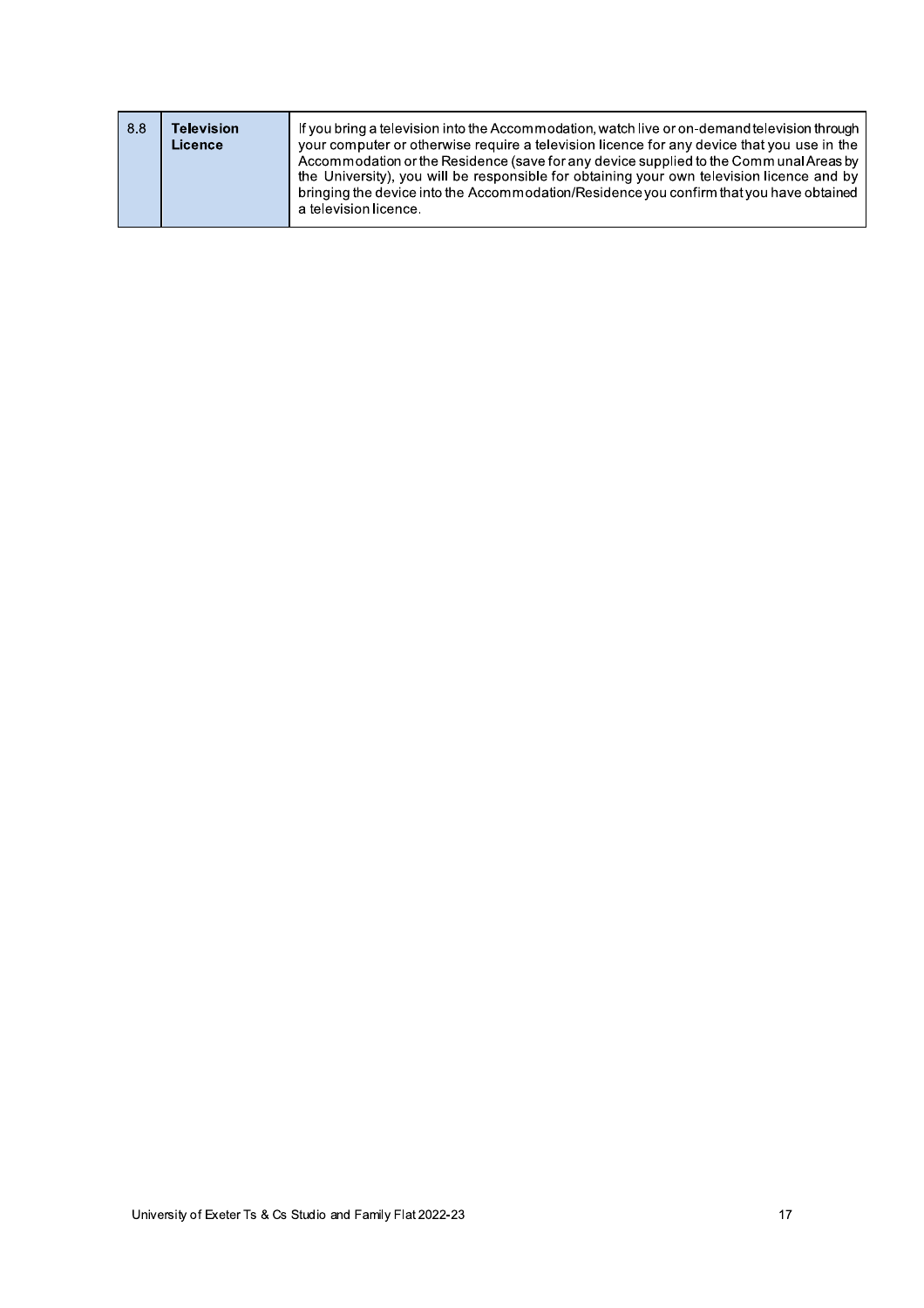| 8.8 | **Television Licence** | If you bring a television into the Accommodation, watch live or on-demand television through your computer or otherwise require a television licence for any device that you use in the Accommodation or the Residence (save for any device supplied to the Communal Areas by the University), you will be responsible for obtaining your own television licence and by bringing the device into the Accommodation/Residence you confirm that you have obtained a television licence. |
|---|---|---|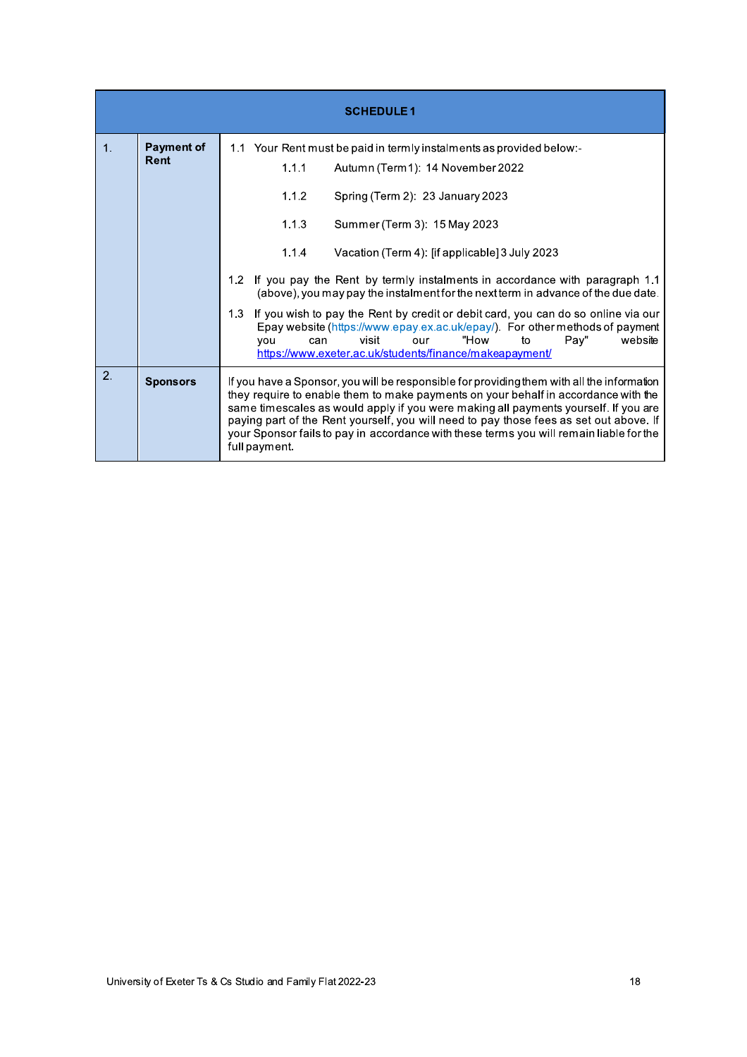| SCHEDULE 1 | | |
|---|---|---|
| 1. | **Payment of Rent** | 1.1 Your Rent must be paid in termly instalments as provided below:-<br>1.1.1 Autumn (Term 1): 14 November 2022<br>1.1.2 Spring (Term 2): 23 January 2023<br>1.1.3 Summer (Term 3): 15 May 2023<br>1.1.4 Vacation (Term 4): [if applicable] 3 July 2023<br>1.2 If you pay the Rent by termly instalments in accordance with paragraph 1.1 (above), you may pay the instalment for the next term in advance of the due date.<br>1.3 If you wish to pay the Rent by credit or debit card, you can do so online via our Epay website (https://www.epay.ex.ac.uk/epay/). For other methods of payment you can visit our "How to Pay" website https://www.exeter.ac.uk/students/finance/makeapayment/ |
| 2. | **Sponsors** | If you have a Sponsor, you will be responsible for providing them with all the information they require to enable them to make payments on your behalf in accordance with the same timescales as would apply if you were making all payments yourself. If you are paying part of the Rent yourself, you will need to pay those fees as set out above. If your Sponsor fails to pay in accordance with these terms you will remain liable for the full payment. |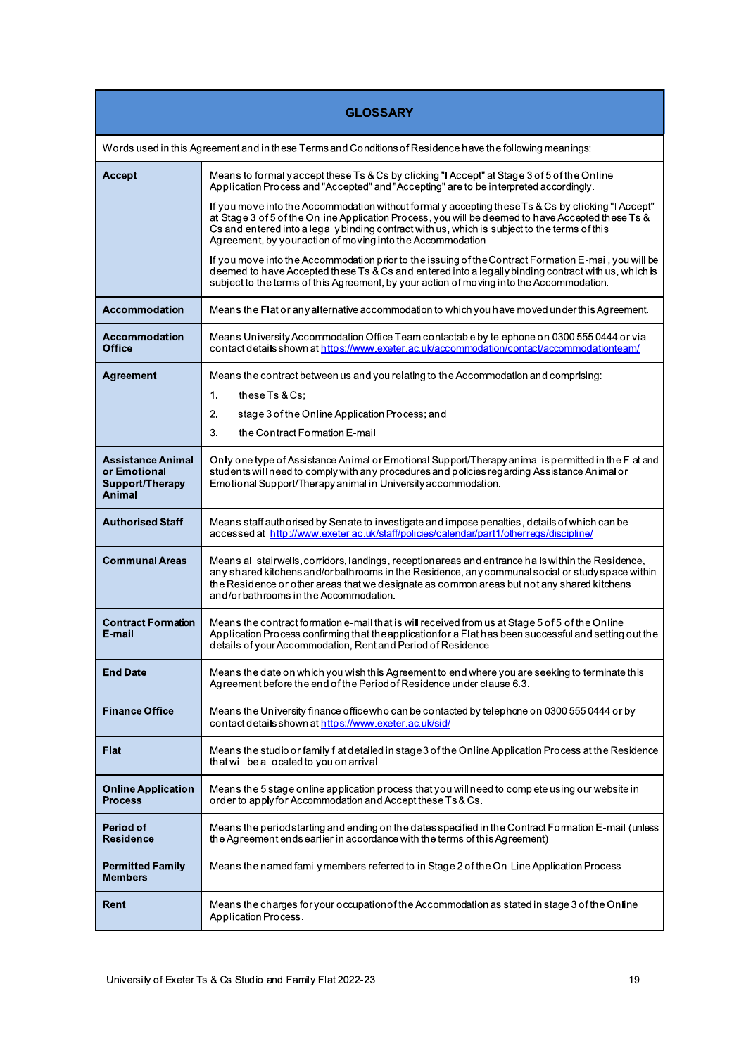| GLOSSARY | |
|---|---|
| Words used in this Agreement and in these Terms and Conditions of Residence have the following meanings: | |
| **Accept** | Means to formally accept these Ts & Cs by clicking "I Accept" at Stage 3 of 5 of the Online Application Process and "Accepted" and "Accepting" are to be interpreted accordingly.<br><br>If you move into the Accommodation without formally accepting these Ts & Cs by clicking "I Accept" at Stage 3 of 5 of the Online Application Process, you will be deemed to have Accepted these Ts & Cs and entered into a legally binding contract with us, which is subject to the terms of this Agreement, by your action of moving into the Accommodation.<br><br>If you move into the Accommodation prior to the issuing of the Contract Formation E-mail, you will be deemed to have Accepted these Ts & Cs and entered into a legally binding contract with us, which is subject to the terms of this Agreement, by your action of moving into the Accommodation. |
| **Accommodation** | Means the Flat or any alternative accommodation to which you have moved under this Agreement. |
| **Accommodation Office** | Means University Accommodation Office Team contactable by telephone on 0300 555 0444 or via contact details shown at https://www.exeter.ac.uk/accommodation/contact/accommodationteam/ |
| **Agreement** | Means the contract between us and you relating to the Accommodation and comprising:<br><br>1. these Ts & Cs;<br><br>2. stage 3 of the Online Application Process; and<br><br>3. the Contract Formation E-mail. |
| **Assistance Animal or Emotional Support/Therapy Animal** | Only one type of Assistance Animal or Emotional Support/Therapy animal is permitted in the Flat and students will need to comply with any procedures and policies regarding Assistance Animal or Emotional Support/Therapy animal in University accommodation. |
| **Authorised Staff** | Means staff authorised by Senate to investigate and impose penalties, details of which can be accessed at http://www.exeter.ac.uk/staff/policies/calendar/part1/otherregs/discipline/ |
| **Communal Areas** | Means all stairwells, corridors, landings, reception areas and entrance halls within the Residence, any shared kitchens and/or bathrooms in the Residence, any communal social or study space within the Residence or other areas that we designate as common areas but not any shared kitchens and/or bathrooms in the Accommodation. |
| **Contract Formation E-mail** | Means the contract formation e-mail that is will received from us at Stage 5 of 5 of the Online Application Process confirming that the application for a Flat has been successful and setting out the details of your Accommodation, Rent and Period of Residence. |
| **End Date** | Means the date on which you wish this Agreement to end where you are seeking to terminate this Agreement before the end of the Period of Residence under clause 6.3. |
| **Finance Office** | Means the University finance office who can be contacted by telephone on 0300 555 0444 or by contact details shown at https://www.exeter.ac.uk/sid/ |
| **Flat** | Means the studio or family flat detailed in stage 3 of the Online Application Process at the Residence that will be allocated to you on arrival |
| **Online Application Process** | Means the 5 stage online application process that you will need to complete using our website in order to apply for Accommodation and Accept these Ts & Cs. |
| **Period of Residence** | Means the period starting and ending on the dates specified in the Contract Formation E-mail (unless the Agreement ends earlier in accordance with the terms of this Agreement). |
| **Permitted Family Members** | Means the named family members referred to in Stage 2 of the On-Line Application Process |
| **Rent** | Means the charges for your occupation of the Accommodation as stated in stage 3 of the Online Application Process. |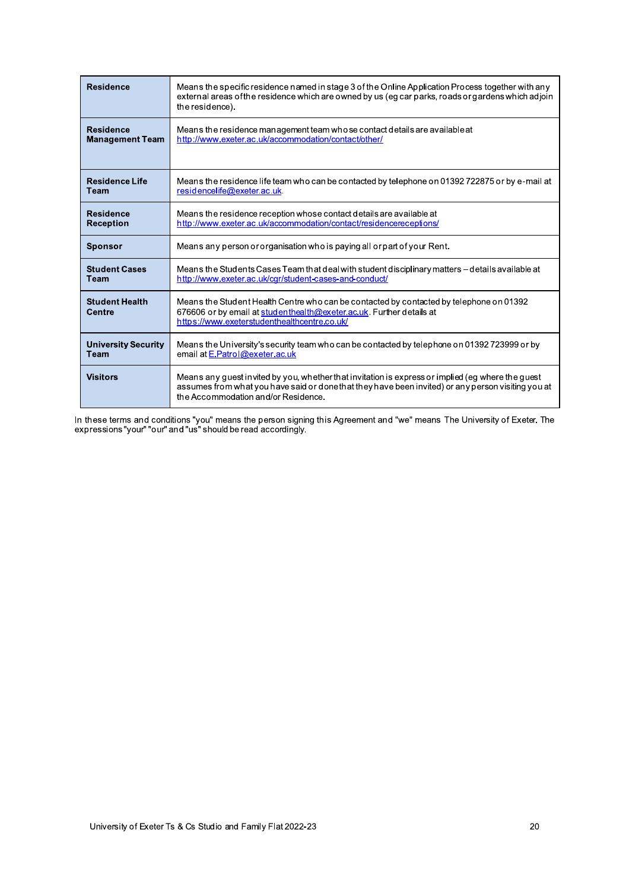| | |
|---|---|
| **Residence** | Means the specific residence named in stage 3 of the Online Application Process together with any external areas of the residence which are owned by us (eg car parks, roads or gardens which adjoin the residence). |
| **Residence Management Team** | Means the residence management team whose contact details are available at http://www.exeter.ac.uk/accommodation/contact/other/ |
| **Residence Life Team** | Means the residence life team who can be contacted by telephone on 01392 722875 or by e-mail at residencelife@exeter.ac.uk. |
| **Residence Reception** | Means the residence reception whose contact details are available at http://www.exeter.ac.uk/accommodation/contact/residencereceptions/ |
| **Sponsor** | Means any person or organisation who is paying all or part of your Rent. |
| **Student Cases Team** | Means the Students Cases Team that deal with student disciplinary matters – details available at http://www.exeter.ac.uk/cgr/student-cases-and-conduct/ |
| **Student Health Centre** | Means the Student Health Centre who can be contacted by contacted by telephone on 01392 676606 or by email at studenthealth@exeter.ac.uk. Further details at https://www.exeterstudenthealthcentre.co.uk/ |
| **University Security Team** | Means the University's security team who can be contacted by telephone on 01392 723999 or by email at E.Patrol@exeter.ac.uk |
| **Visitors** | Means any guest invited by you, whether that invitation is express or implied (eg where the guest assumes from what you have said or done that they have been invited) or any person visiting you at the Accommodation and/or Residence. |

In these terms and conditions "you" means the person signing this Agreement and "we" means The University of Exeter. The expressions "your" "our" and "us" should be read accordingly.